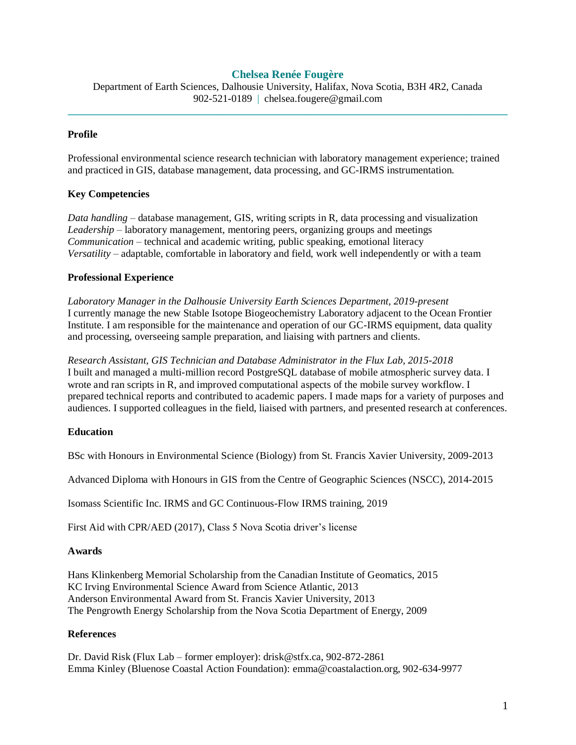# Chelsea Renée Fougère

Department of Earth Sciences, Dalhousie University, Halifax, Nova Scotia, B3H 4R2, Canada
902-521-0189 | chelsea.fougere@gmail.com

---

## Profile

Professional environmental science research technician with laboratory management experience; trained and practiced in GIS, database management, data processing, and GC-IRMS instrumentation.

## Key Competencies

*Data handling* – database management, GIS, writing scripts in R, data processing and visualization
*Leadership* – laboratory management, mentoring peers, organizing groups and meetings
*Communication* – technical and academic writing, public speaking, emotional literacy
*Versatility* – adaptable, comfortable in laboratory and field, work well independently or with a team

## Professional Experience

*Laboratory Manager in the Dalhousie University Earth Sciences Department, 2019-present*
I currently manage the new Stable Isotope Biogeochemistry Laboratory adjacent to the Ocean Frontier Institute. I am responsible for the maintenance and operation of our GC-IRMS equipment, data quality and processing, overseeing sample preparation, and liaising with partners and clients.

*Research Assistant, GIS Technician and Database Administrator in the Flux Lab, 2015-2018*
I built and managed a multi-million record PostgreSQL database of mobile atmospheric survey data. I wrote and ran scripts in R, and improved computational aspects of the mobile survey workflow. I prepared technical reports and contributed to academic papers. I made maps for a variety of purposes and audiences. I supported colleagues in the field, liaised with partners, and presented research at conferences.

## Education

BSc with Honours in Environmental Science (Biology) from St. Francis Xavier University, 2009-2013

Advanced Diploma with Honours in GIS from the Centre of Geographic Sciences (NSCC), 2014-2015

Isomass Scientific Inc. IRMS and GC Continuous-Flow IRMS training, 2019

First Aid with CPR/AED (2017), Class 5 Nova Scotia driver's license

## Awards

Hans Klinkenberg Memorial Scholarship from the Canadian Institute of Geomatics, 2015
KC Irving Environmental Science Award from Science Atlantic, 2013
Anderson Environmental Award from St. Francis Xavier University, 2013
The Pengrowth Energy Scholarship from the Nova Scotia Department of Energy, 2009

## References

Dr. David Risk (Flux Lab – former employer): drisk@stfx.ca, 902-872-2861
Emma Kinley (Bluenose Coastal Action Foundation): emma@coastalaction.org, 902-634-9977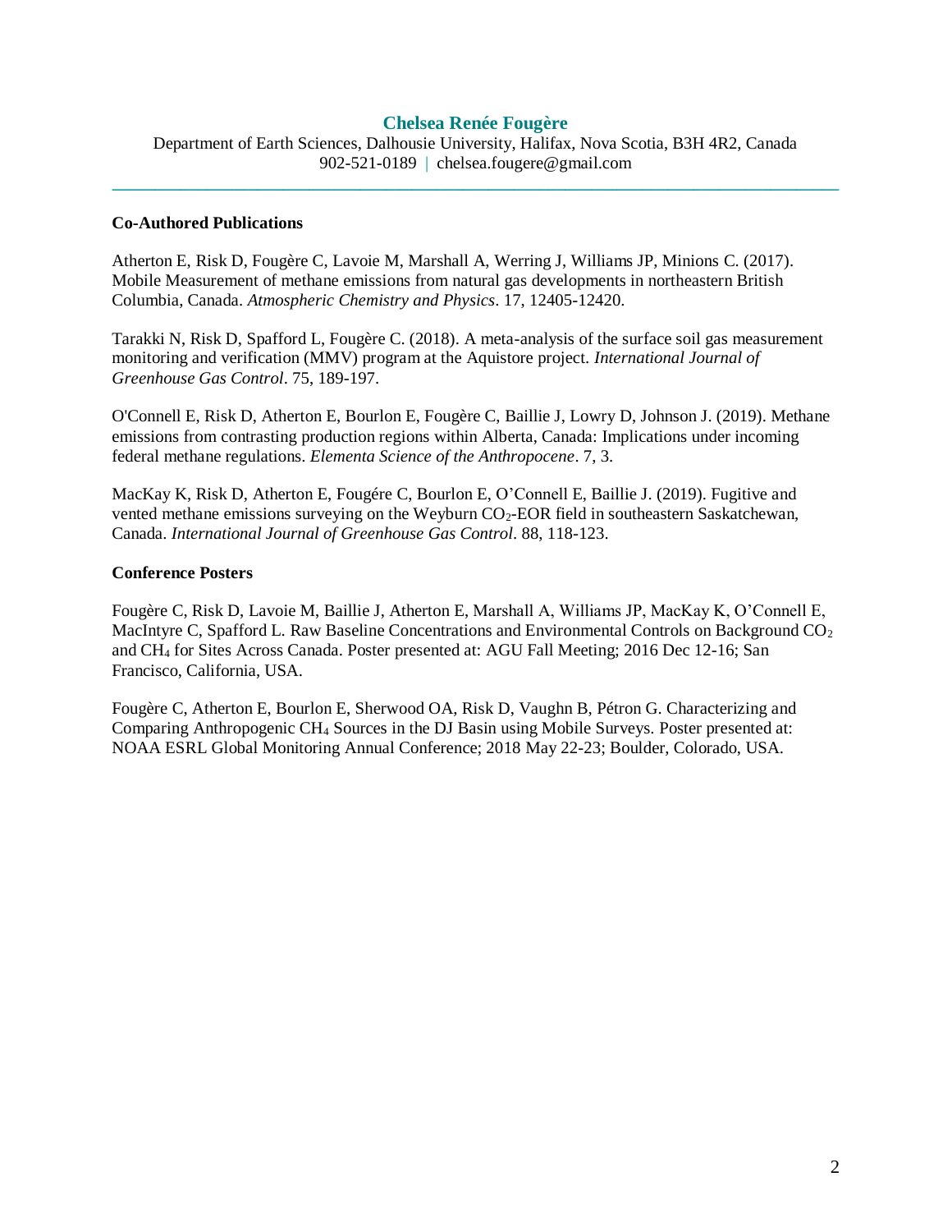**Chelsea Renée Fougère**

Department of Earth Sciences, Dalhousie University, Halifax, Nova Scotia, B3H 4R2, Canada
902-521-0189 | chelsea.fougere@gmail.com

---

### Co-Authored Publications

Atherton E, Risk D, Fougère C, Lavoie M, Marshall A, Werring J, Williams JP, Minions C. (2017). Mobile Measurement of methane emissions from natural gas developments in northeastern British Columbia, Canada. *Atmospheric Chemistry and Physics*. 17, 12405-12420.

Tarakki N, Risk D, Spafford L, Fougère C. (2018). A meta-analysis of the surface soil gas measurement monitoring and verification (MMV) program at the Aquistore project. *International Journal of Greenhouse Gas Control*. 75, 189-197.

O'Connell E, Risk D, Atherton E, Bourlon E, Fougère C, Baillie J, Lowry D, Johnson J. (2019). Methane emissions from contrasting production regions within Alberta, Canada: Implications under incoming federal methane regulations. *Elementa Science of the Anthropocene*. 7, 3.

MacKay K, Risk D, Atherton E, Fougére C, Bourlon E, O'Connell E, Baillie J. (2019). Fugitive and vented methane emissions surveying on the Weyburn $CO_2$-EOR field in southeastern Saskatchewan, Canada. *International Journal of Greenhouse Gas Control*. 88, 118-123.

### Conference Posters

Fougère C, Risk D, Lavoie M, Baillie J, Atherton E, Marshall A, Williams JP, MacKay K, O'Connell E, MacIntyre C, Spafford L. Raw Baseline Concentrations and Environmental Controls on Background $CO_2$ and $CH_4$ for Sites Across Canada. Poster presented at: AGU Fall Meeting; 2016 Dec 12-16; San Francisco, California, USA.

Fougère C, Atherton E, Bourlon E, Sherwood OA, Risk D, Vaughn B, Pétron G. Characterizing and Comparing Anthropogenic $CH_4$ Sources in the DJ Basin using Mobile Surveys. Poster presented at: NOAA ESRL Global Monitoring Annual Conference; 2018 May 22-23; Boulder, Colorado, USA.